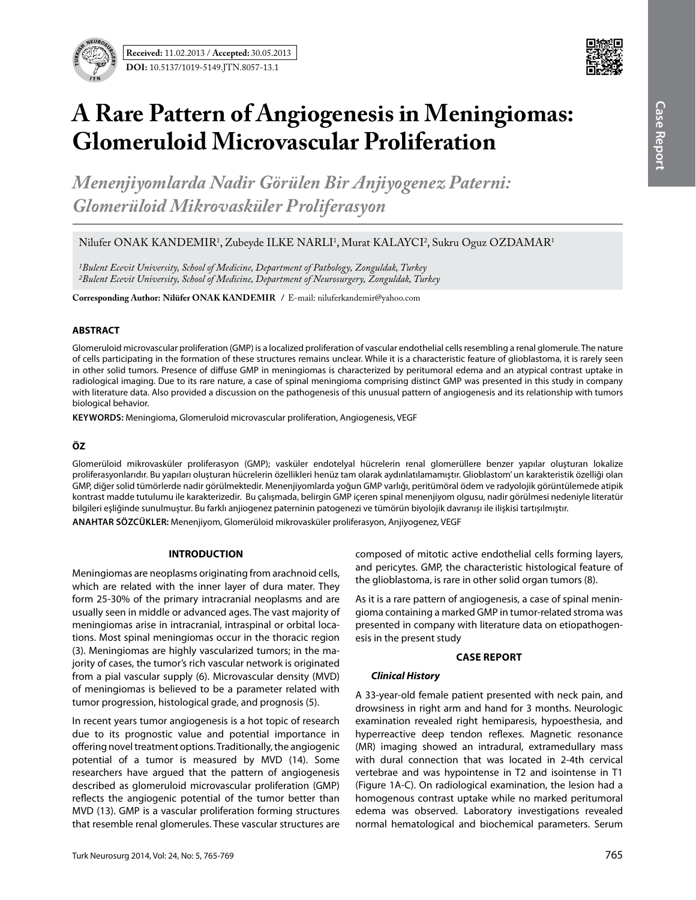**Received:** 11.02.2013 / **Accepted:** 30.05.2013

**DOI:** 10.5137/1019-5149.JTN.8057-13.1

# A Rare Pattern of Angiogenesis in Meningiomas: Glomeruloid Microvascular Proliferation

## *Menenjiyomlarda Nadir Görülen Bir Anjiyogenez Paterni: Glomerüloid Mikrovasküler Proliferasyon*

Nilufer ONAK KANDEMIR[1], Zubeyde ILKE NARLI[1], Murat KALAYCI[2], Sukru Oguz OZDAMAR[1]

*[1]Bulent Ecevit University, School of Medicine, Department of Pathology, Zonguldak, Turkey*
*[2]Bulent Ecevit University, School of Medicine, Department of Neurosurgery, Zonguldak, Turkey*

**Corresponding Author: Nilüfer ONAK KANDEMIR** / E-mail: niluferkandemir@yahoo.com

### ABSTRACT

Glomeruloid microvascular proliferation (GMP) is a localized proliferation of vascular endothelial cells resembling a renal glomerule. The nature of cells participating in the formation of these structures remains unclear. While it is a characteristic feature of glioblastoma, it is rarely seen in other solid tumors. Presence of diffuse GMP in meningiomas is characterized by peritumoral edema and an atypical contrast uptake in radiological imaging. Due to its rare nature, a case of spinal meningioma comprising distinct GMP was presented in this study in company with literature data. Also provided a discussion on the pathogenesis of this unusual pattern of angiogenesis and its relationship with tumors biological behavior.

**KEYWORDS:** Meningioma, Glomeruloid microvascular proliferation, Angiogenesis, VEGF

### ÖZ

Glomerüloid mikrovasküler proliferasyon (GMP); vasküler endotelyal hücrelerin renal glomerüllere benzer yapılar oluşturan lokalize proliferasyonlarıdır. Bu yapıları oluşturan hücrelerin özellikleri henüz tam olarak aydınlatılamamıştır. Glioblastom' un karakteristik özelliği olan GMP, diğer solid tümörlerde nadir görülmektedir. Menenjiyomlarda yoğun GMP varlığı, peritümöral ödem ve radyolojik görüntülemede atipik kontrast madde tutulumu ile karakterizedir. Bu çalışmada, belirgin GMP içeren spinal menenjiyom olgusu, nadir görülmesi nedeniyle literatür bilgileri eşliğinde sunulmuştur. Bu farklı anjiogenez paterninin patogenezi ve tümörün biyolojik davranışı ile ilişkisi tartışılmıştır.

**ANAHTAR SÖZCÜKLER:** Menenjiyom, Glomerüloid mikrovasküler proliferasyon, Anjiyogenez, VEGF

### INTRODUCTION

Meningiomas are neoplasms originating from arachnoid cells, which are related with the inner layer of dura mater. They form 25-30% of the primary intracranial neoplasms and are usually seen in middle or advanced ages. The vast majority of meningiomas arise in intracranial, intraspinal or orbital locations. Most spinal meningiomas occur in the thoracic region (3). Meningiomas are highly vascularized tumors; in the majority of cases, the tumor's rich vascular network is originated from a pial vascular supply (6). Microvascular density (MVD) of meningiomas is believed to be a parameter related with tumor progression, histological grade, and prognosis (5).

In recent years tumor angiogenesis is a hot topic of research due to its prognostic value and potential importance in offering novel treatment options. Traditionally, the angiogenic potential of a tumor is measured by MVD (14). Some researchers have argued that the pattern of angiogenesis described as glomeruloid microvascular proliferation (GMP) reflects the angiogenic potential of the tumor better than MVD (13). GMP is a vascular proliferation forming structures that resemble renal glomerules. These vascular structures are composed of mitotic active endothelial cells forming layers, and pericytes. GMP, the characteristic histological feature of the glioblastoma, is rare in other solid organ tumors (8).

As it is a rare pattern of angiogenesis, a case of spinal meningioma containing a marked GMP in tumor-related stroma was presented in company with literature data on etiopathogenesis in the present study

### CASE REPORT

#### *Clinical History*

A 33-year-old female patient presented with neck pain, and drowsiness in right arm and hand for 3 months. Neurologic examination revealed right hemiparesis, hypoesthesia, and hyperreactive deep tendon reflexes. Magnetic resonance (MR) imaging showed an intradural, extramedullary mass with dural connection that was located in 2-4th cervical vertebrae and was hypointense in T2 and isointense in T1 (Figure 1A-C). On radiological examination, the lesion had a homogenous contrast uptake while no marked peritumoral edema was observed. Laboratory investigations revealed normal hematological and biochemical parameters. Serum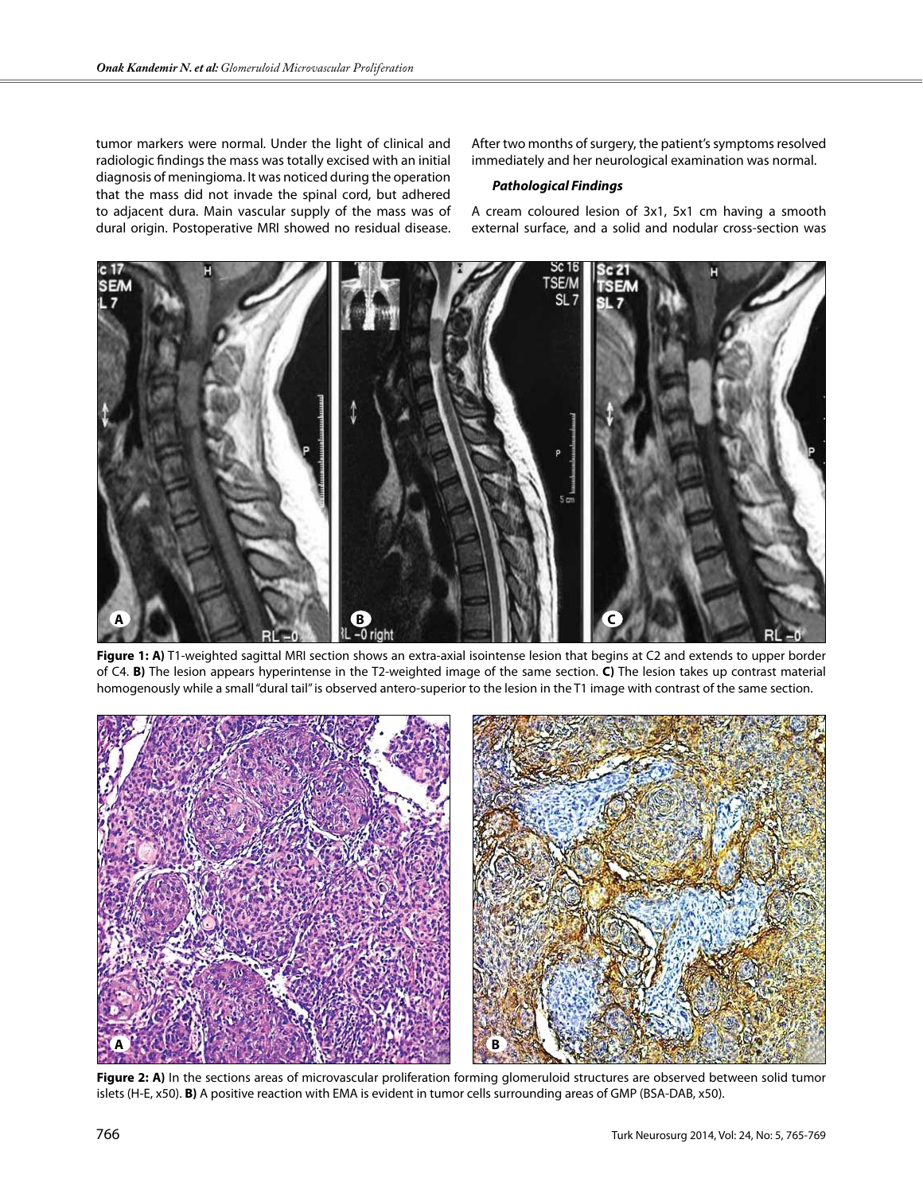tumor markers were normal. Under the light of clinical and radiologic findings the mass was totally excised with an initial diagnosis of meningioma. It was noticed during the operation that the mass did not invade the spinal cord, but adhered to adjacent dura. Main vascular supply of the mass was of dural origin. Postoperative MRI showed no residual disease. After two months of surgery, the patient's symptoms resolved immediately and her neurological examination was normal.

***Pathological Findings***

A cream coloured lesion of 3x1, 5x1 cm having a smooth external surface, and a solid and nodular cross-section was

**Figure 1: A)** T1-weighted sagittal MRI section shows an extra-axial isointense lesion that begins at C2 and extends to upper border of C4. **B)** The lesion appears hyperintense in the T2-weighted image of the same section. **C)** The lesion takes up contrast material homogenously while a small "dural tail" is observed antero-superior to the lesion in the T1 image with contrast of the same section.

**Figure 2: A)** In the sections areas of microvascular proliferation forming glomeruloid structures are observed between solid tumor islets (H-E, x50). **B)** A positive reaction with EMA is evident in tumor cells surrounding areas of GMP (BSA-DAB, x50).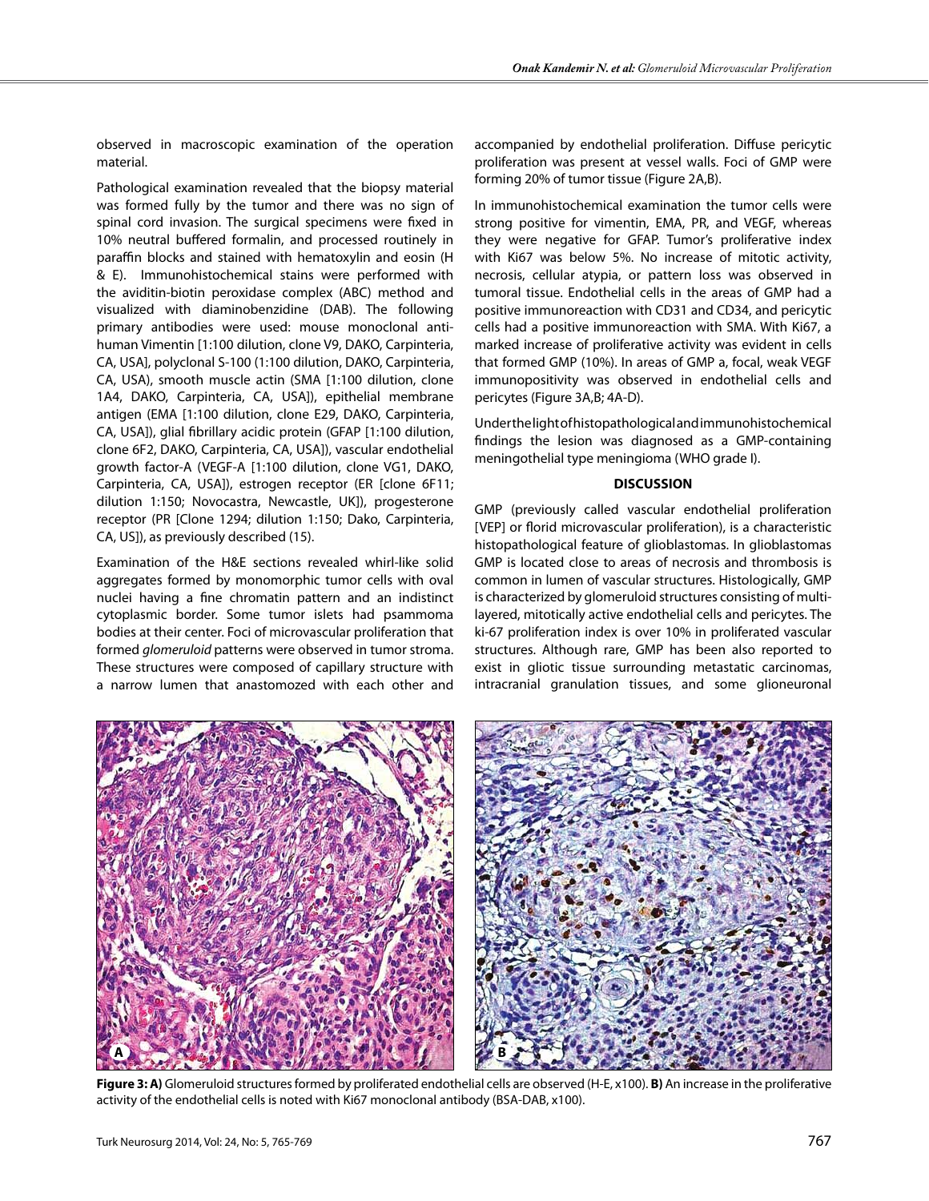observed in macroscopic examination of the operation material.

Pathological examination revealed that the biopsy material was formed fully by the tumor and there was no sign of spinal cord invasion. The surgical specimens were fixed in 10% neutral buffered formalin, and processed routinely in paraffin blocks and stained with hematoxylin and eosin (H & E). Immunohistochemical stains were performed with the aviditin-biotin peroxidase complex (ABC) method and visualized with diaminobenzidine (DAB). The following primary antibodies were used: mouse monoclonal anti-human Vimentin [1:100 dilution, clone V9, DAKO, Carpinteria, CA, USA], polyclonal S-100 (1:100 dilution, DAKO, Carpinteria, CA, USA), smooth muscle actin (SMA [1:100 dilution, clone 1A4, DAKO, Carpinteria, CA, USA]), epithelial membrane antigen (EMA [1:100 dilution, clone E29, DAKO, Carpinteria, CA, USA]), glial fibrillary acidic protein (GFAP [1:100 dilution, clone 6F2, DAKO, Carpinteria, CA, USA]), vascular endothelial growth factor-A (VEGF-A [1:100 dilution, clone VG1, DAKO, Carpinteria, CA, USA]), estrogen receptor (ER [clone 6F11; dilution 1:150; Novocastra, Newcastle, UK]), progesterone receptor (PR [Clone 1294; dilution 1:150; Dako, Carpinteria, CA, US]), as previously described (15).

Examination of the H&E sections revealed whirl-like solid aggregates formed by monomorphic tumor cells with oval nuclei having a fine chromatin pattern and an indistinct cytoplasmic border. Some tumor islets had psammoma bodies at their center. Foci of microvascular proliferation that formed *glomeruloid* patterns were observed in tumor stroma. These structures were composed of capillary structure with a narrow lumen that anastomozed with each other and accompanied by endothelial proliferation. Diffuse pericytic proliferation was present at vessel walls. Foci of GMP were forming 20% of tumor tissue (Figure 2A,B).

In immunohistochemical examination the tumor cells were strong positive for vimentin, EMA, PR, and VEGF, whereas they were negative for GFAP. Tumor's proliferative index with Ki67 was below 5%. No increase of mitotic activity, necrosis, cellular atypia, or pattern loss was observed in tumoral tissue. Endothelial cells in the areas of GMP had a positive immunoreaction with CD31 and CD34, and pericytic cells had a positive immunoreaction with SMA. With Ki67, a marked increase of proliferative activity was evident in cells that formed GMP (10%). In areas of GMP a, focal, weak VEGF immunopositivity was observed in endothelial cells and pericytes (Figure 3A,B; 4A-D).

Under the light of histopathological and immunohistochemical findings the lesion was diagnosed as a GMP-containing meningothelial type meningioma (WHO grade I).

## DISCUSSION

GMP (previously called vascular endothelial proliferation [VEP] or florid microvascular proliferation), is a characteristic histopathological feature of glioblastomas. In glioblastomas GMP is located close to areas of necrosis and thrombosis is common in lumen of vascular structures. Histologically, GMP is characterized by glomeruloid structures consisting of multi-layered, mitotically active endothelial cells and pericytes. The ki-67 proliferation index is over 10% in proliferated vascular structures. Although rare, GMP has been also reported to exist in gliotic tissue surrounding metastatic carcinomas, intracranial granulation tissues, and some glioneuronal

**Figure 3: A)** Glomeruloid structures formed by proliferated endothelial cells are observed (H-E, x100). **B)** An increase in the proliferative activity of the endothelial cells is noted with Ki67 monoclonal antibody (BSA-DAB, x100).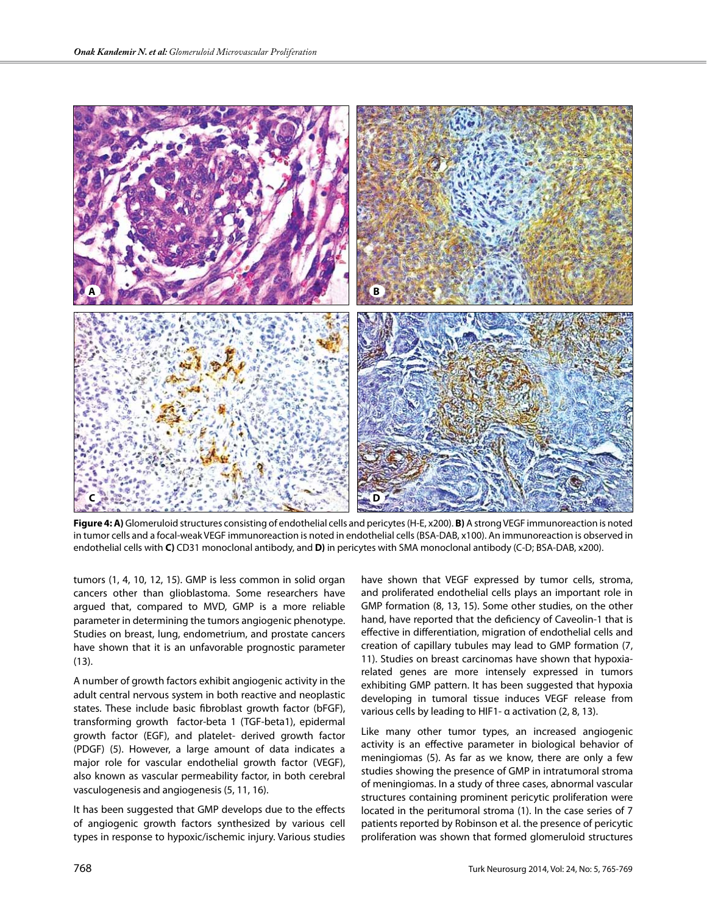**Figure 4: A)** Glomeruloid structures consisting of endothelial cells and pericytes (H-E, x200). **B)** A strong VEGF immunoreaction is noted in tumor cells and a focal-weak VEGF immunoreaction is noted in endothelial cells (BSA-DAB, x100). An immunoreaction is observed in endothelial cells with **C)** CD31 monoclonal antibody, and **D)** in pericytes with SMA monoclonal antibody (C-D; BSA-DAB, x200).

tumors (1, 4, 10, 12, 15). GMP is less common in solid organ cancers other than glioblastoma. Some researchers have argued that, compared to MVD, GMP is a more reliable parameter in determining the tumors angiogenic phenotype. Studies on breast, lung, endometrium, and prostate cancers have shown that it is an unfavorable prognostic parameter (13).

A number of growth factors exhibit angiogenic activity in the adult central nervous system in both reactive and neoplastic states. These include basic fibroblast growth factor (bFGF), transforming growth factor-beta 1 (TGF-beta1), epidermal growth factor (EGF), and platelet- derived growth factor (PDGF) (5). However, a large amount of data indicates a major role for vascular endothelial growth factor (VEGF), also known as vascular permeability factor, in both cerebral vasculogenesis and angiogenesis (5, 11, 16).

It has been suggested that GMP develops due to the effects of angiogenic growth factors synthesized by various cell types in response to hypoxic/ischemic injury. Various studies have shown that VEGF expressed by tumor cells, stroma, and proliferated endothelial cells plays an important role in GMP formation (8, 13, 15). Some other studies, on the other hand, have reported that the deficiency of Caveolin-1 that is effective in differentiation, migration of endothelial cells and creation of capillary tubules may lead to GMP formation (7, 11). Studies on breast carcinomas have shown that hypoxia-related genes are more intensely expressed in tumors exhibiting GMP pattern. It has been suggested that hypoxia developing in tumoral tissue induces VEGF release from various cells by leading to HIF1- α activation (2, 8, 13).

Like many other tumor types, an increased angiogenic activity is an effective parameter in biological behavior of meningiomas (5). As far as we know, there are only a few studies showing the presence of GMP in intratumoral stroma of meningiomas. In a study of three cases, abnormal vascular structures containing prominent pericytic proliferation were located in the peritumoral stroma (1). In the case series of 7 patients reported by Robinson et al. the presence of pericytic proliferation was shown that formed glomeruloid structures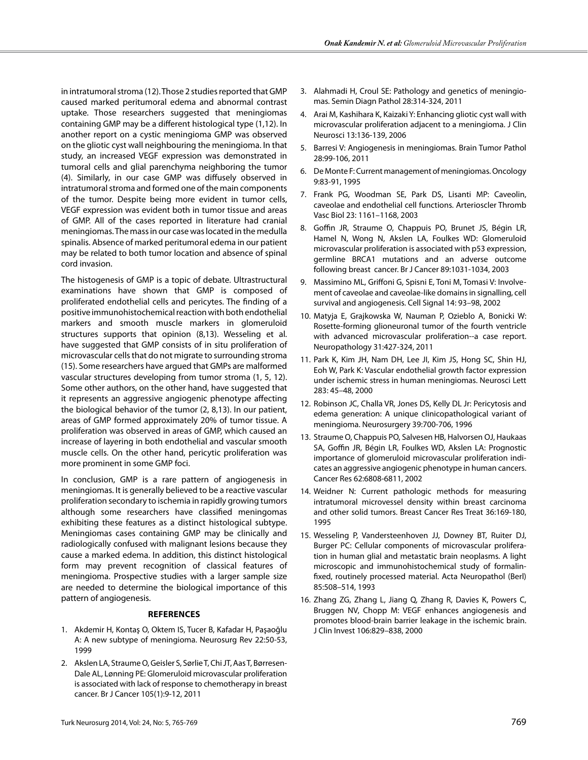in intratumoral stroma (12). Those 2 studies reported that GMP caused marked peritumoral edema and abnormal contrast uptake. Those researchers suggested that meningiomas containing GMP may be a different histological type (1,12). In another report on a cystic meningioma GMP was observed on the gliotic cyst wall neighbouring the meningioma. In that study, an increased VEGF expression was demonstrated in tumoral cells and glial parenchyma neighboring the tumor (4). Similarly, in our case GMP was diffusely observed in intratumoral stroma and formed one of the main components of the tumor. Despite being more evident in tumor cells, VEGF expression was evident both in tumor tissue and areas of GMP. All of the cases reported in literature had cranial meningiomas. The mass in our case was located in the medulla spinalis. Absence of marked peritumoral edema in our patient may be related to both tumor location and absence of spinal cord invasion.

The histogenesis of GMP is a topic of debate. Ultrastructural examinations have shown that GMP is composed of proliferated endothelial cells and pericytes. The finding of a positive immunohistochemical reaction with both endothelial markers and smooth muscle markers in glomeruloid structures supports that opinion (8,13). Wesseling et al. have suggested that GMP consists of in situ proliferation of microvascular cells that do not migrate to surrounding stroma (15). Some researchers have argued that GMPs are malformed vascular structures developing from tumor stroma (1, 5, 12). Some other authors, on the other hand, have suggested that it represents an aggressive angiogenic phenotype affecting the biological behavior of the tumor (2, 8,13). In our patient, areas of GMP formed approximately 20% of tumor tissue. A proliferation was observed in areas of GMP, which caused an increase of layering in both endothelial and vascular smooth muscle cells. On the other hand, pericytic proliferation was more prominent in some GMP foci.

In conclusion, GMP is a rare pattern of angiogenesis in meningiomas. It is generally believed to be a reactive vascular proliferation secondary to ischemia in rapidly growing tumors although some researchers have classified meningomas exhibiting these features as a distinct histological subtype. Meningiomas cases containing GMP may be clinically and radiologically confused with malignant lesions because they cause a marked edema. In addition, this distinct histological form may prevent recognition of classical features of meningioma. Prospective studies with a larger sample size are needed to determine the biological importance of this pattern of angiogenesis.

## REFERENCES

1. Akdemir H, Kontaş O, Oktem IS, Tucer B, Kafadar H, Paşaoğlu A: A new subtype of meningioma. Neurosurg Rev 22:50-53, 1999
2. Akslen LA, Straume O, Geisler S, Sørlie T, Chi JT, Aas T, Børresen-Dale AL, Lønning PE: Glomeruloid microvascular proliferation is associated with lack of response to chemotherapy in breast cancer. Br J Cancer 105(1):9-12, 2011
3. Alahmadi H, Croul SE: Pathology and genetics of meningiomas. Semin Diagn Pathol 28:314-324, 2011
4. Arai M, Kashihara K, Kaizaki Y: Enhancing gliotic cyst wall with microvascular proliferation adjacent to a meningioma. J Clin Neurosci 13:136-139, 2006
5. Barresi V: Angiogenesis in meningiomas. Brain Tumor Pathol 28:99-106, 2011
6. De Monte F: Current management of meningiomas. Oncology 9:83-91, 1995
7. Frank PG, Woodman SE, Park DS, Lisanti MP: Caveolin, caveolae and endothelial cell functions. Arterioscler Thromb Vasc Biol 23: 1161–1168, 2003
8. Goffin JR, Straume O, Chappuis PO, Brunet JS, Bégin LR, Hamel N, Wong N, Akslen LA, Foulkes WD: Glomeruloid microvascular proliferation is associated with p53 expression, germline BRCA1 mutations and an adverse outcome following breast cancer. Br J Cancer 89:1031-1034, 2003
9. Massimino ML, Griffoni G, Spisni E, Toni M, Tomasi V: Involvement of caveolae and caveolae-like domains in signalling, cell survival and angiogenesis. Cell Signal 14: 93–98, 2002
10. Matyja E, Grajkowska W, Nauman P, Ozieblo A, Bonicki W: Rosette-forming glioneuronal tumor of the fourth ventricle with advanced microvascular proliferation--a case report. Neuropathology 31:427-324, 2011
11. Park K, Kim JH, Nam DH, Lee JI, Kim JS, Hong SC, Shin HJ, Eoh W, Park K: Vascular endothelial growth factor expression under ischemic stress in human meningiomas. Neurosci Lett 283: 45–48, 2000
12. Robinson JC, Challa VR, Jones DS, Kelly DL Jr: Pericytosis and edema generation: A unique clinicopathological variant of meningioma. Neurosurgery 39:700-706, 1996
13. Straume O, Chappuis PO, Salvesen HB, Halvorsen OJ, Haukaas SA, Goffin JR, Bégin LR, Foulkes WD, Akslen LA: Prognostic importance of glomeruloid microvascular proliferation indicates an aggressive angiogenic phenotype in human cancers. Cancer Res 62:6808-6811, 2002
14. Weidner N: Current pathologic methods for measuring intratumoral microvessel density within breast carcinoma and other solid tumors. Breast Cancer Res Treat 36:169-180, 1995
15. Wesseling P, Vandersteenhoven JJ, Downey BT, Ruiter DJ, Burger PC: Cellular components of microvascular proliferation in human glial and metastatic brain neoplasms. A light microscopic and immunohistochemical study of formalin-fixed, routinely processed material. Acta Neuropathol (Berl) 85:508–514, 1993
16. Zhang ZG, Zhang L, Jiang Q, Zhang R, Davies K, Powers C, Bruggen NV, Chopp M: VEGF enhances angiogenesis and promotes blood-brain barrier leakage in the ischemic brain. J Clin Invest 106:829–838, 2000